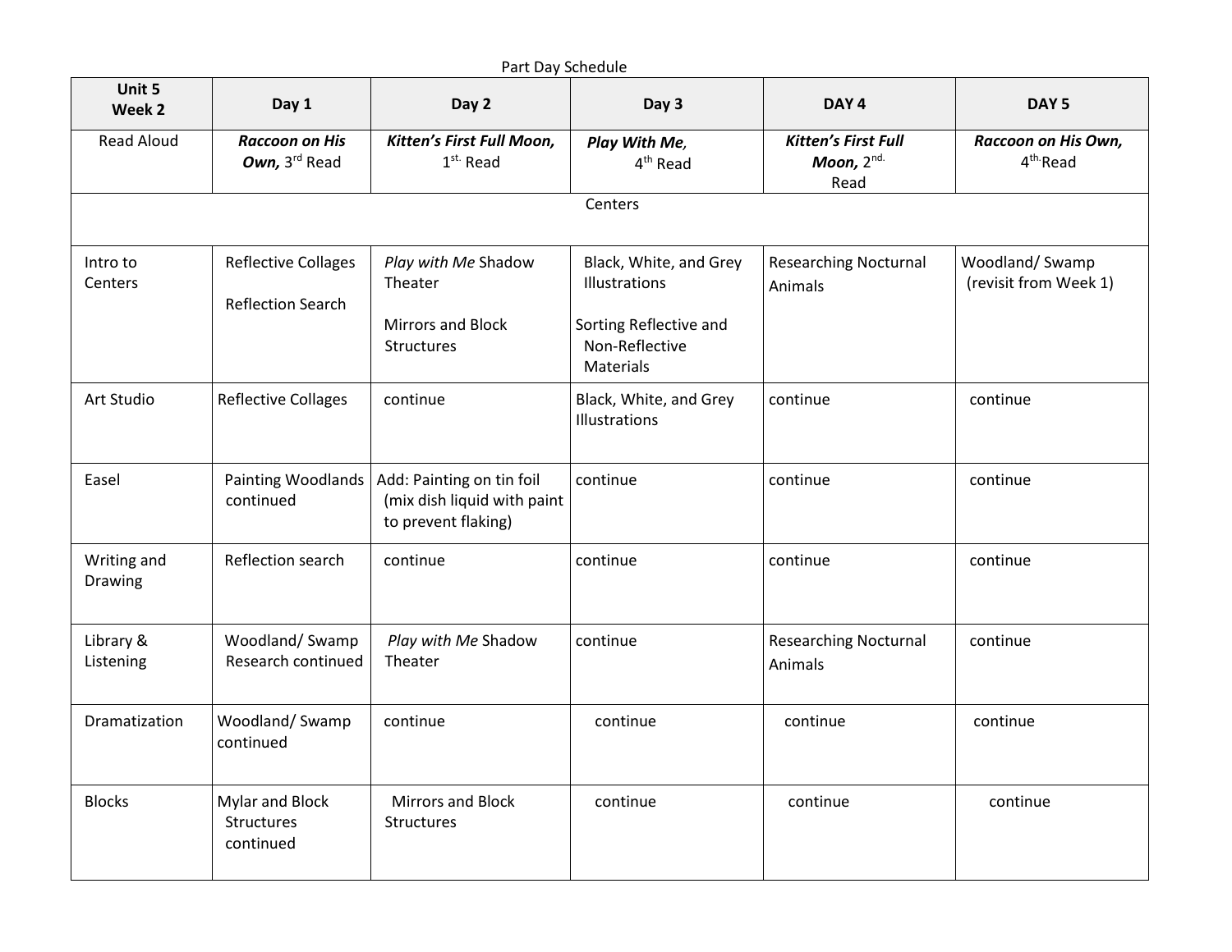Part Day Schedule

| Unit 5 Week 2 | Day 1 | Day 2 | Day 3 | DAY 4 | DAY 5 |
|---|---|---|---|---|---|
| Read Aloud | ***Raccoon on His Own,*** 3rd Read | ***Kitten's First Full Moon,*** 1st. Read | ***Play With Me**,* 4th Read | ***Kitten's First Full Moon,*** 2nd. Read | ***Raccoon on His Own,*** 4th. Read |
| Centers | | | | | |
| Intro to Centers | Reflective Collages<br><br>Reflection Search | *Play with Me* Shadow Theater<br><br>Mirrors and Block Structures | Black, White, and Grey Illustrations<br><br>Sorting Reflective and Non-Reflective Materials | Researching Nocturnal Animals | Woodland/ Swamp (revisit from Week 1) |
| Art Studio | Reflective Collages | continue | Black, White, and Grey Illustrations | continue | continue |
| Easel | Painting Woodlands continued | Add: Painting on tin foil (mix dish liquid with paint to prevent flaking) | continue | continue | continue |
| Writing and Drawing | Reflection search | continue | continue | continue | continue |
| Library & Listening | Woodland/ Swamp Research continued | *Play with Me* Shadow Theater | continue | Researching Nocturnal Animals | continue |
| Dramatization | Woodland/ Swamp continued | continue | continue | continue | continue |
| Blocks | Mylar and Block Structures continued | Mirrors and Block Structures | continue | continue | continue |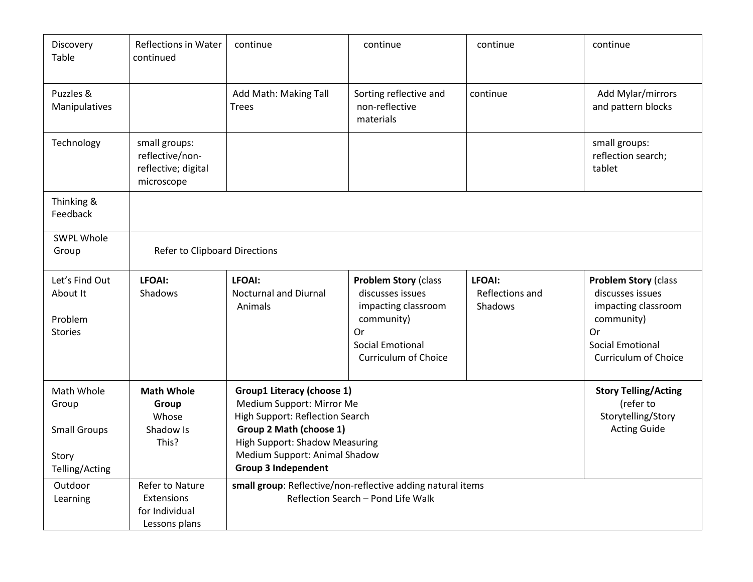| | | | | | |
|---|---|---|---|---|---|
| Discovery Table | Reflections in Water continued | continue | continue | continue | continue |
| Puzzles & Manipulatives | | Add Math: Making Tall Trees | Sorting reflective and non-reflective materials | continue | Add Mylar/mirrors and pattern blocks |
| Technology | small groups: reflective/non-reflective; digital microscope | | | | small groups: reflection search; tablet |
| Thinking & Feedback | | | | | |
| SWPL Whole Group | Refer to Clipboard Directions | | | | |
| Let's Find Out About It<br><br>Problem Stories | **LFOAI:** Shadows | **LFOAI:** Nocturnal and Diurnal Animals | **Problem Story** (class discusses issues impacting classroom community)<br>Or<br>Social Emotional Curriculum of Choice | **LFOAI:** Reflections and Shadows | **Problem Story** (class discusses issues impacting classroom community)<br>Or<br>Social Emotional Curriculum of Choice |
| Math Whole Group<br><br>Small Groups<br><br>Story Telling/Acting | **Math Whole Group** Whose Shadow Is This? | **Group1 Literacy (choose 1)**<br>Medium Support: Mirror Me<br>High Support: Reflection Search<br>**Group 2 Math (choose 1)**<br>High Support: Shadow Measuring<br>Medium Support: Animal Shadow<br>**Group 3 Independent** | | | **Story Telling/Acting** (refer to Storytelling/Story Acting Guide |
| Outdoor Learning | Refer to Nature Extensions for Individual Lessons plans | **small group**: Reflective/non-reflective adding natural items<br>Reflection Search – Pond Life Walk | | | |